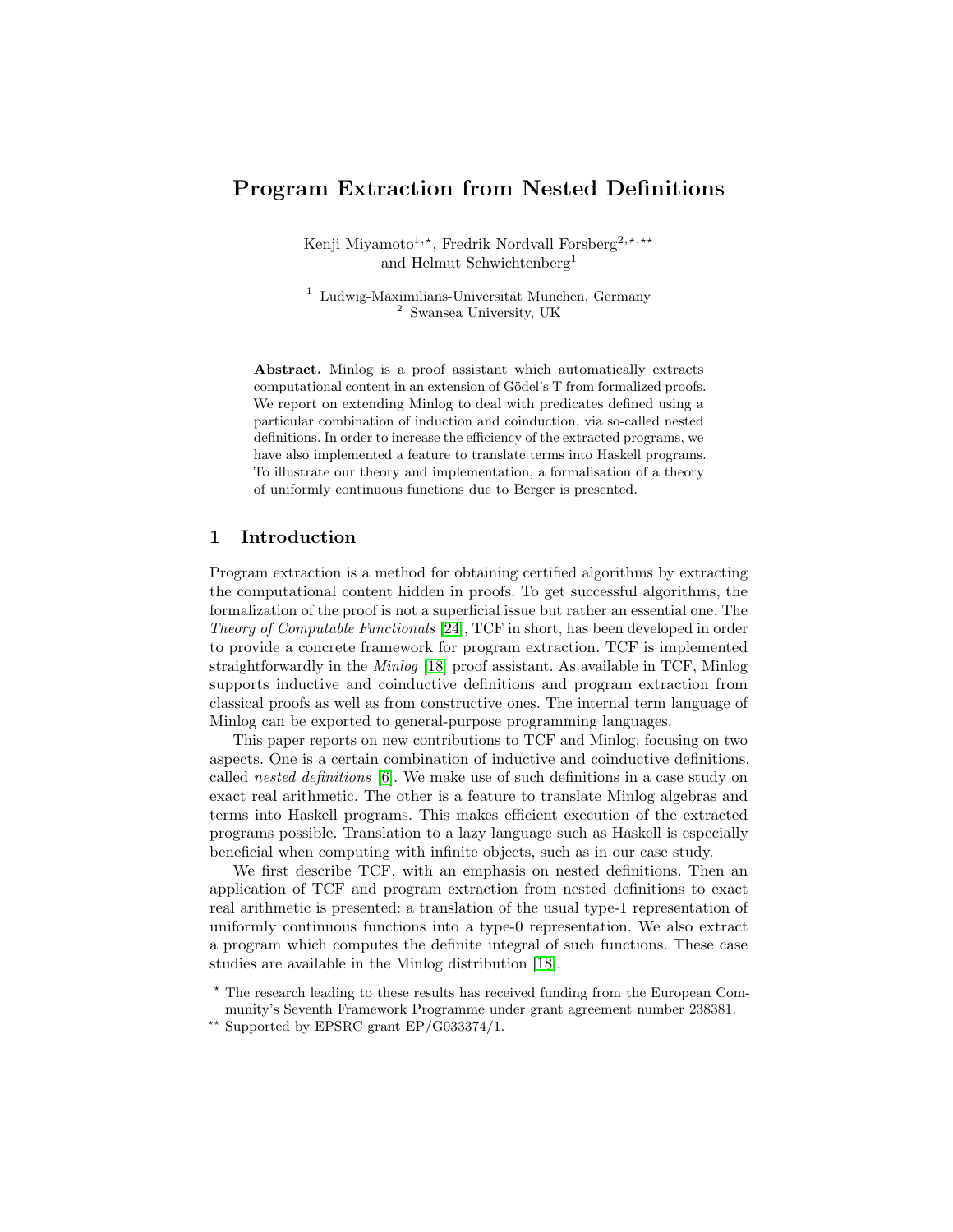# Program Extraction from Nested Definitions

Kenji Miyamoto[1,⋆], Fredrik Nordvall Forsberg[2,⋆,⋆⋆] and Helmut Schwichtenberg[1]

[1] Ludwig-Maximilians-Universität München, Germany
[2] Swansea University, UK

**Abstract.** Minlog is a proof assistant which automatically extracts computational content in an extension of Gödel's T from formalized proofs. We report on extending Minlog to deal with predicates defined using a particular combination of induction and coinduction, via so-called nested definitions. In order to increase the efficiency of the extracted programs, we have also implemented a feature to translate terms into Haskell programs. To illustrate our theory and implementation, a formalisation of a theory of uniformly continuous functions due to Berger is presented.

## 1 Introduction

Program extraction is a method for obtaining certified algorithms by extracting the computational content hidden in proofs. To get successful algorithms, the formalization of the proof is not a superficial issue but rather an essential one. The *Theory of Computable Functionals* [24], TCF in short, has been developed in order to provide a concrete framework for program extraction. TCF is implemented straightforwardly in the *Minlog* [18] proof assistant. As available in TCF, Minlog supports inductive and coinductive definitions and program extraction from classical proofs as well as from constructive ones. The internal term language of Minlog can be exported to general-purpose programming languages.

This paper reports on new contributions to TCF and Minlog, focusing on two aspects. One is a certain combination of inductive and coinductive definitions, called *nested definitions* [6]. We make use of such definitions in a case study on exact real arithmetic. The other is a feature to translate Minlog algebras and terms into Haskell programs. This makes efficient execution of the extracted programs possible. Translation to a lazy language such as Haskell is especially beneficial when computing with infinite objects, such as in our case study.

We first describe TCF, with an emphasis on nested definitions. Then an application of TCF and program extraction from nested definitions to exact real arithmetic is presented: a translation of the usual type-1 representation of uniformly continuous functions into a type-0 representation. We also extract a program which computes the definite integral of such functions. These case studies are available in the Minlog distribution [18].

⋆ The research leading to these results has received funding from the European Community's Seventh Framework Programme under grant agreement number 238381.

⋆⋆ Supported by EPSRC grant EP/G033374/1.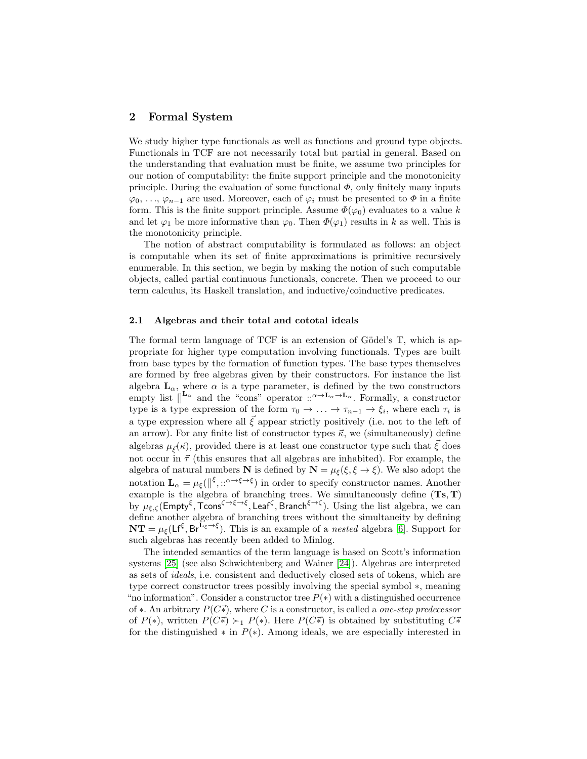## 2 Formal System

We study higher type functionals as well as functions and ground type objects. Functionals in TCF are not necessarily total but partial in general. Based on the understanding that evaluation must be finite, we assume two principles for our notion of computability: the finite support principle and the monotonicity principle. During the evaluation of some functional $\Phi$, only finitely many inputs $\varphi_0, \ldots, \varphi_{n-1}$ are used. Moreover, each of $\varphi_i$ must be presented to $\Phi$ in a finite form. This is the finite support principle. Assume $\Phi(\varphi_0)$ evaluates to a value $k$ and let $\varphi_1$ be more informative than $\varphi_0$. Then $\Phi(\varphi_1)$ results in $k$ as well. This is the monotonicity principle.

The notion of abstract computability is formulated as follows: an object is computable when its set of finite approximations is primitive recursively enumerable. In this section, we begin by making the notion of such computable objects, called partial continuous functionals, concrete. Then we proceed to our term calculus, its Haskell translation, and inductive/coinductive predicates.

### 2.1 Algebras and their total and cototal ideals

The formal term language of TCF is an extension of Gödel's T, which is appropriate for higher type computation involving functionals. Types are built from base types by the formation of function types. The base types themselves are formed by free algebras given by their constructors. For instance the list algebra $\mathbf{L}_\alpha$, where $\alpha$ is a type parameter, is defined by the two constructors empty list $[]^{\mathbf{L}_\alpha}$ and the "cons" operator $::^{\alpha \to \mathbf{L}_\alpha \to \mathbf{L}_\alpha}$. Formally, a constructor type is a type expression of the form $\tau_0 \to \ldots \to \tau_{n-1} \to \xi_i$, where each $\tau_i$ is a type expression where all $\vec{\xi}$ appear strictly positively (i.e. not to the left of an arrow). For any finite list of constructor types $\vec{\kappa}$, we (simultaneously) define algebras $\mu_{\vec{\xi}}(\vec{\kappa})$, provided there is at least one constructor type such that $\vec{\xi}$ does not occur in $\vec{\tau}$ (this ensures that all algebras are inhabited). For example, the algebra of natural numbers $\mathbf{N}$ is defined by $\mathbf{N} = \mu_\xi(\xi, \xi \to \xi)$. We also adopt the notation $\mathbf{L}_\alpha = \mu_\xi([]^\xi, ::^{\alpha \to \xi \to \xi})$ in order to specify constructor names. Another example is the algebra of branching trees. We simultaneously define $(\mathbf{Ts}, \mathbf{T})$ by $\mu_{\xi,\zeta}(\mathsf{Empty}^\xi, \mathsf{Tcons}^{\zeta \to \xi \to \xi}, \mathsf{Leaf}^\zeta, \mathsf{Branch}^{\xi \to \zeta})$. Using the list algebra, we can define another algebra of branching trees without the simultaneity by defining $\mathbf{NT} = \mu_\xi(\mathsf{Lf}^\xi, \mathsf{Br}^{\mathbf{L}_\xi \to \xi})$. This is an example of a *nested* algebra [6]. Support for such algebras has recently been added to Minlog.

The intended semantics of the term language is based on Scott's information systems [25] (see also Schwichtenberg and Wainer [24]). Algebras are interpreted as sets of *ideals*, i.e. consistent and deductively closed sets of tokens, which are type correct constructor trees possibly involving the special symbol $*$, meaning "no information". Consider a constructor tree $P(*)$ with a distinguished occurrence of $*$. An arbitrary $P(C\vec{*})$, where $C$ is a constructor, is called a *one-step predecessor* of $P(*)$, written $P(C\vec{*}) \succ_1 P(*)$. Here $P(C\vec{*})$ is obtained by substituting $C\vec{*}$ for the distinguished $*$ in $P(*)$. Among ideals, we are especially interested in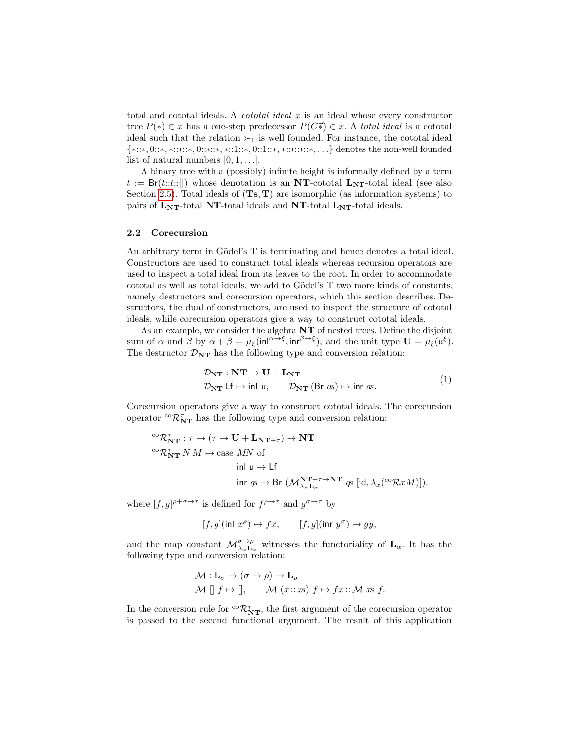total and cototal ideals. A *cototal ideal* $x$ is an ideal whose every constructor tree $P(*) \in x$ has a one-step predecessor $P(C\vec{*}) \in x$. A *total ideal* is a cototal ideal such that the relation $\succ_1$ is well founded. For instance, the cototal ideal $\{*{::}*, 0{::}*, *{::}*{::}*, 0{::}*{::}*, *{::}1{::}*, 0{::}1{::}*, *{::}*{::}*{::}*, \ldots\}$ denotes the non-well founded list of natural numbers $[0, 1, \ldots]$.

A binary tree with a (possibly) infinite height is informally defined by a term $t := \mathsf{Br}(t{::}t{::}[])$ whose denotation is an $\mathbf{NT}$-cototal $\mathbf{L_{NT}}$-total ideal (see also Section 2.5). Total ideals of $(\mathbf{Ts}, \mathbf{T})$ are isomorphic (as information systems) to pairs of $\mathbf{L_{NT}}$-total $\mathbf{NT}$-total ideals and $\mathbf{NT}$-total $\mathbf{L_{NT}}$-total ideals.

### 2.2 Corecursion

An arbitrary term in Gödel's T is terminating and hence denotes a total ideal. Constructors are used to construct total ideals whereas recursion operators are used to inspect a total ideal from its leaves to the root. In order to accommodate cototal as well as total ideals, we add to Gödel's T two more kinds of constants, namely destructors and corecursion operators, which this section describes. Destructors, the dual of constructors, are used to inspect the structure of cototal ideals, while corecursion operators give a way to construct cototal ideals.

As an example, we consider the algebra $\mathbf{NT}$ of nested trees. Define the disjoint sum of $\alpha$ and $\beta$ by $\alpha + \beta = \mu_\xi(\mathsf{inl}^{\alpha\to\xi}, \mathsf{inr}^{\beta\to\xi})$, and the unit type $\mathbf{U} = \mu_\xi(\mathsf{u}^\xi)$. The destructor $\mathcal{D}_{\mathbf{NT}}$ has the following type and conversion relation:

$$
\begin{aligned}
&\mathcal{D}_{\mathbf{NT}} : \mathbf{NT} \to \mathbf{U} + \mathbf{L_{NT}} \\
&\mathcal{D}_{\mathbf{NT}}\, \mathsf{Lf} \mapsto \mathsf{inl}\ \mathsf{u}, \qquad \mathcal{D}_{\mathbf{NT}}\, (\mathsf{Br}\ as) \mapsto \mathsf{inr}\ as.
\end{aligned}
\tag{1}
$$

Corecursion operators give a way to construct cototal ideals. The corecursion operator ${}^{\mathrm{co}}\mathcal{R}^\tau_{\mathbf{NT}}$ has the following type and conversion relation:

$$
\begin{aligned}
&{}^{\mathrm{co}}\mathcal{R}^\tau_{\mathbf{NT}} : \tau \to (\tau \to \mathbf{U} + \mathbf{L}_{\mathbf{NT}+\tau}) \to \mathbf{NT} \\
&{}^{\mathrm{co}}\mathcal{R}^\tau_{\mathbf{NT}}\, N\, M \mapsto \text{case } MN \text{ of} \\
&\qquad\qquad\qquad \mathsf{inl}\ \mathsf{u} \to \mathsf{Lf} \\
&\qquad\qquad\qquad \mathsf{inr}\ qs \to \mathsf{Br}\ (\mathcal{M}^{\mathbf{NT}+\tau\to\mathbf{NT}}_{\lambda_\alpha \mathbf{L}_\alpha}\ qs\ [\mathrm{id}, \lambda_x({}^{\mathrm{co}}\mathcal{R}xM)]).
\end{aligned}
$$

where $[f, g]^{\rho+\sigma\to\tau}$ is defined for $f^{\rho\to\tau}$ and $g^{\sigma\to\tau}$ by

$$
[f, g](\mathsf{inl}\ x^\rho) \mapsto fx, \qquad [f, g](\mathsf{inr}\ y^\sigma) \mapsto gy,
$$

and the map constant $\mathcal{M}^{\sigma\to\rho}_{\lambda_\alpha \mathbf{L}_\alpha}$ witnesses the functoriality of $\mathbf{L}_\alpha$. It has the following type and conversion relation:

$$
\begin{aligned}
&\mathcal{M} : \mathbf{L}_\sigma \to (\sigma \to \rho) \to \mathbf{L}_\rho \\
&\mathcal{M}\ []\ f \mapsto [], \qquad \mathcal{M}\ (x :: xs)\ f \mapsto fx :: \mathcal{M}\ xs\ f.
\end{aligned}
$$

In the conversion rule for ${}^{\mathrm{co}}\mathcal{R}^\tau_{\mathbf{NT}}$, the first argument of the corecursion operator is passed to the second functional argument. The result of this application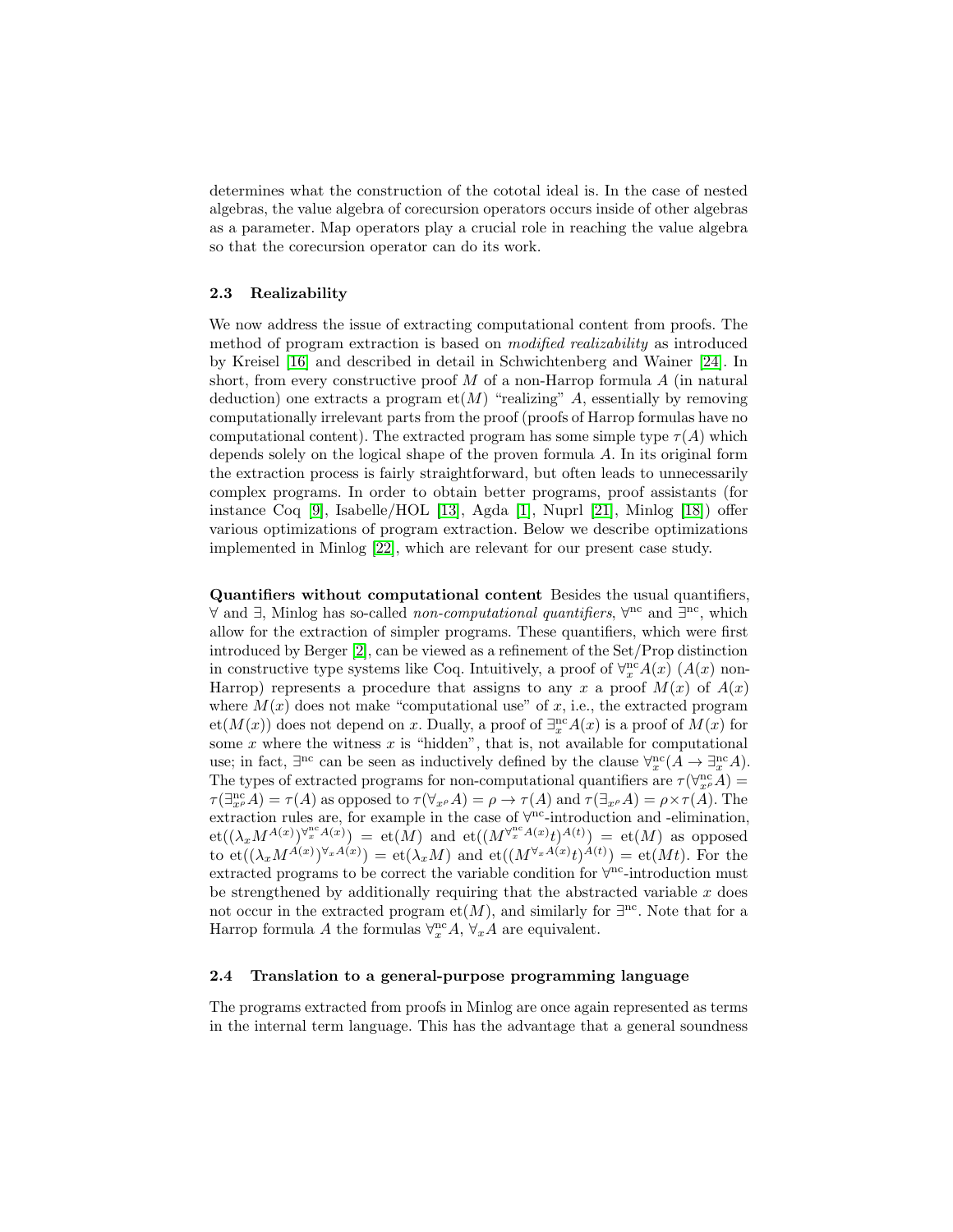determines what the construction of the cototal ideal is. In the case of nested algebras, the value algebra of corecursion operators occurs inside of other algebras as a parameter. Map operators play a crucial role in reaching the value algebra so that the corecursion operator can do its work.

### 2.3 Realizability

We now address the issue of extracting computational content from proofs. The method of program extraction is based on *modified realizability* as introduced by Kreisel [16] and described in detail in Schwichtenberg and Wainer [24]. In short, from every constructive proof $M$ of a non-Harrop formula $A$ (in natural deduction) one extracts a program $\mathrm{et}(M)$ "realizing" $A$, essentially by removing computationally irrelevant parts from the proof (proofs of Harrop formulas have no computational content). The extracted program has some simple type $\tau(A)$ which depends solely on the logical shape of the proven formula $A$. In its original form the extraction process is fairly straightforward, but often leads to unnecessarily complex programs. In order to obtain better programs, proof assistants (for instance Coq [9], Isabelle/HOL [13], Agda [1], Nuprl [21], Minlog [18]) offer various optimizations of program extraction. Below we describe optimizations implemented in Minlog [22], which are relevant for our present case study.

**Quantifiers without computational content** Besides the usual quantifiers, $\forall$ and $\exists$, Minlog has so-called *non-computational quantifiers*, $\forall^{\mathrm{nc}}$ and $\exists^{\mathrm{nc}}$, which allow for the extraction of simpler programs. These quantifiers, which were first introduced by Berger [2], can be viewed as a refinement of the Set/Prop distinction in constructive type systems like Coq. Intuitively, a proof of $\forall^{\mathrm{nc}}_x A(x)$ ($A(x)$ non-Harrop) represents a procedure that assigns to any $x$ a proof $M(x)$ of $A(x)$ where $M(x)$ does not make "computational use" of $x$, i.e., the extracted program $\mathrm{et}(M(x))$ does not depend on $x$. Dually, a proof of $\exists^{\mathrm{nc}}_x A(x)$ is a proof of $M(x)$ for some $x$ where the witness $x$ is "hidden", that is, not available for computational use; in fact, $\exists^{\mathrm{nc}}$ can be seen as inductively defined by the clause $\forall^{\mathrm{nc}}_x(A \to \exists^{\mathrm{nc}}_x A)$. The types of extracted programs for non-computational quantifiers are $\tau(\forall^{\mathrm{nc}}_{x^\rho} A) = \tau(\exists^{\mathrm{nc}}_{x^\rho} A) = \tau(A)$ as opposed to $\tau(\forall_{x^\rho} A) = \rho \to \tau(A)$ and $\tau(\exists_{x^\rho} A) = \rho \times \tau(A)$. The extraction rules are, for example in the case of $\forall^{\mathrm{nc}}$-introduction and -elimination, $\mathrm{et}((\lambda_x M^{A(x)})^{\forall^{\mathrm{nc}}_x A(x)}) = \mathrm{et}(M)$ and $\mathrm{et}((M^{\forall^{\mathrm{nc}}_x A(x)} t)^{A(t)}) = \mathrm{et}(M)$ as opposed to $\mathrm{et}((\lambda_x M^{A(x)})^{\forall_x A(x)}) = \mathrm{et}(\lambda_x M)$ and $\mathrm{et}((M^{\forall_x A(x)} t)^{A(t)}) = \mathrm{et}(Mt)$. For the extracted programs to be correct the variable condition for $\forall^{\mathrm{nc}}$-introduction must be strengthened by additionally requiring that the abstracted variable $x$ does not occur in the extracted program $\mathrm{et}(M)$, and similarly for $\exists^{\mathrm{nc}}$. Note that for a Harrop formula $A$ the formulas $\forall^{\mathrm{nc}}_x A$, $\forall_x A$ are equivalent.

### 2.4 Translation to a general-purpose programming language

The programs extracted from proofs in Minlog are once again represented as terms in the internal term language. This has the advantage that a general soundness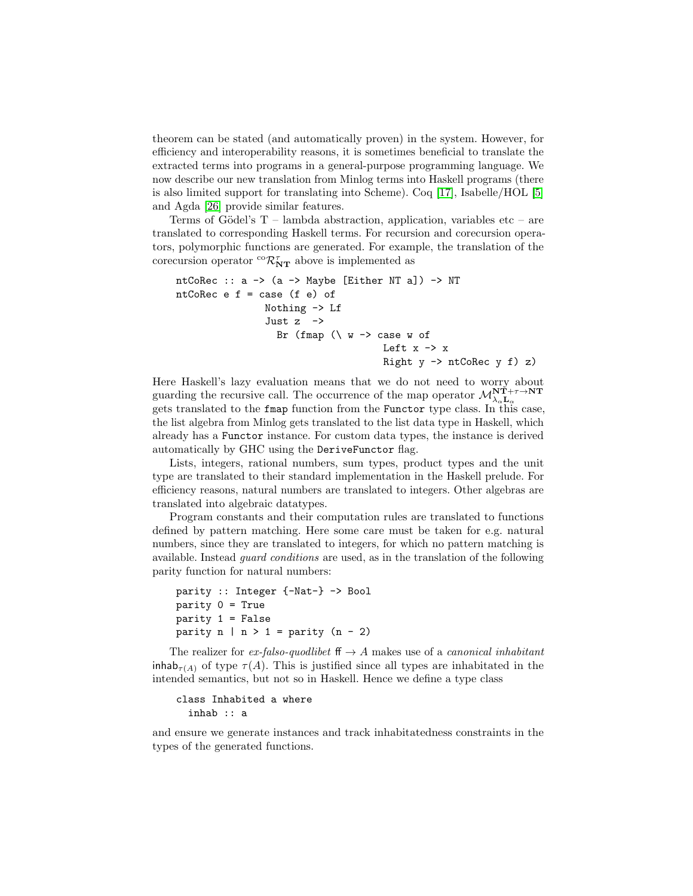theorem can be stated (and automatically proven) in the system. However, for efficiency and interoperability reasons, it is sometimes beneficial to translate the extracted terms into programs in a general-purpose programming language. We now describe our new translation from Minlog terms into Haskell programs (there is also limited support for translating into Scheme). Coq [17], Isabelle/HOL [5] and Agda [26] provide similar features.

Terms of Gödel's T – lambda abstraction, application, variables etc – are translated to corresponding Haskell terms. For recursion and corecursion operators, polymorphic functions are generated. For example, the translation of the corecursion operator ${}^{\mathrm{co}}\mathcal{R}^{\tau}_{\mathbf{NT}}$ above is implemented as

```
ntCoRec :: a -> (a -> Maybe [Either NT a]) -> NT
ntCoRec e f = case (f e) of
                Nothing -> Lf
                Just z  ->
                  Br (fmap (\ w -> case w of
                                     Left x -> x
                                     Right y -> ntCoRec y f) z)
```

Here Haskell's lazy evaluation means that we do not need to worry about guarding the recursive call. The occurrence of the map operator $\mathcal{M}^{\mathbf{NT}+\tau\to\mathbf{NT}}_{\lambda_\alpha \mathbf{L}_\alpha}$ gets translated to the `fmap` function from the `Functor` type class. In this case, the list algebra from Minlog gets translated to the list data type in Haskell, which already has a `Functor` instance. For custom data types, the instance is derived automatically by GHC using the `DeriveFunctor` flag.

Lists, integers, rational numbers, sum types, product types and the unit type are translated to their standard implementation in the Haskell prelude. For efficiency reasons, natural numbers are translated to integers. Other algebras are translated into algebraic datatypes.

Program constants and their computation rules are translated to functions defined by pattern matching. Here some care must be taken for e.g. natural numbers, since they are translated to integers, for which no pattern matching is available. Instead *guard conditions* are used, as in the translation of the following parity function for natural numbers:

```
parity :: Integer {-Nat-} -> Bool
parity 0 = True
parity 1 = False
parity n | n > 1 = parity (n - 2)
```

The realizer for *ex-falso-quodlibet* $\mathbf{ff} \to A$ makes use of a *canonical inhabitant* $\mathsf{inhab}_{\tau(A)}$ of type $\tau(A)$. This is justified since all types are inhabitated in the intended semantics, but not so in Haskell. Hence we define a type class

```
class Inhabited a where
  inhab :: a
```

and ensure we generate instances and track inhabitatedness constraints in the types of the generated functions.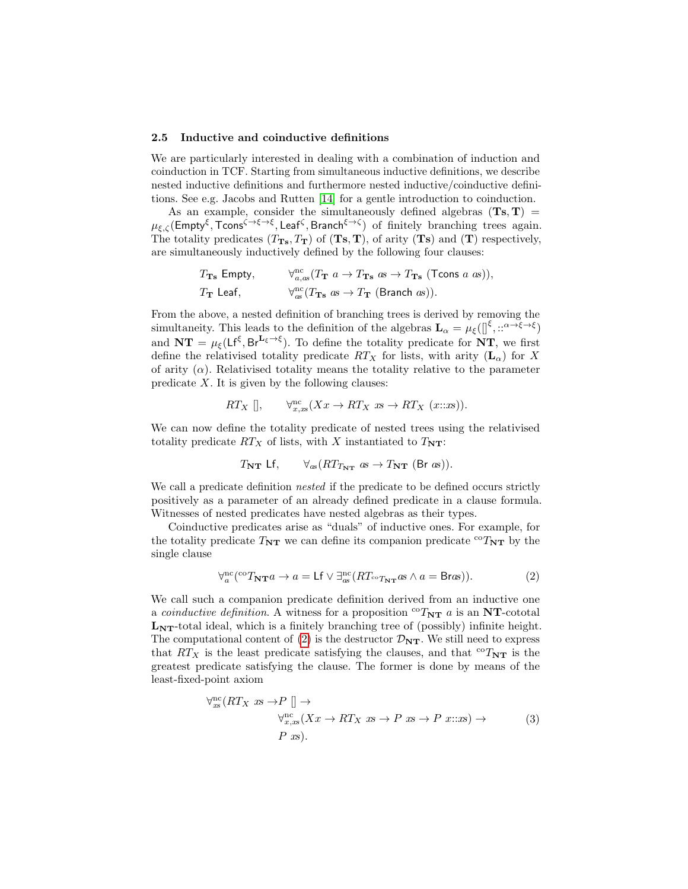### 2.5 Inductive and coinductive definitions

We are particularly interested in dealing with a combination of induction and coinduction in TCF. Starting from simultaneous inductive definitions, we describe nested inductive definitions and furthermore nested inductive/coinductive definitions. See e.g. Jacobs and Rutten [14] for a gentle introduction to coinduction.

As an example, consider the simultaneously defined algebras $(\mathbf{Ts}, \mathbf{T}) = \mu_{\xi,\zeta}(\mathsf{Empty}^{\xi}, \mathsf{Tcons}^{\zeta\to\xi\to\xi}, \mathsf{Leaf}^{\zeta}, \mathsf{Branch}^{\xi\to\zeta})$ of finitely branching trees again. The totality predicates $(T_{\mathbf{Ts}}, T_{\mathbf{T}})$ of $(\mathbf{Ts}, \mathbf{T})$, of arity $(\mathbf{Ts})$ and $(\mathbf{T})$ respectively, are simultaneously inductively defined by the following four clauses:

$$
\begin{array}{ll}
T_{\mathbf{Ts}}\ \mathsf{Empty}, & \forall^{\mathrm{nc}}_{a,as}(T_{\mathbf{T}}\ a \to T_{\mathbf{Ts}}\ as \to T_{\mathbf{Ts}}\ (\mathsf{Tcons}\ a\ as)),\\
T_{\mathbf{T}}\ \mathsf{Leaf}, & \forall^{\mathrm{nc}}_{as}(T_{\mathbf{Ts}}\ as \to T_{\mathbf{T}}\ (\mathsf{Branch}\ as)).
\end{array}
$$

From the above, a nested definition of branching trees is derived by removing the simultaneity. This leads to the definition of the algebras $\mathbf{L}_\alpha = \mu_\xi([]^{\xi}, ::^{\alpha\to\xi\to\xi})$ and $\mathbf{NT} = \mu_\xi(\mathsf{Lf}^{\xi}, \mathsf{Br}^{\mathbf{L}_\xi\to\xi})$. To define the totality predicate for $\mathbf{NT}$, we first define the relativised totality predicate $RT_X$ for lists, with arity $(\mathbf{L}_\alpha)$ for $X$ of arity $(\alpha)$. Relativised totality means the totality relative to the parameter predicate $X$. It is given by the following clauses:

$$
RT_X\ [], \qquad \forall^{\mathrm{nc}}_{x,xs}(Xx \to RT_X\ xs \to RT_X\ (x{::}xs)).
$$

We can now define the totality predicate of nested trees using the relativised totality predicate $RT_X$ of lists, with $X$ instantiated to $T_{\mathbf{NT}}$:

$$
T_{\mathbf{NT}}\ \mathsf{Lf}, \qquad \forall_{as}(RT_{T_{\mathbf{NT}}}\ as \to T_{\mathbf{NT}}\ (\mathsf{Br}\ as)).
$$

We call a predicate definition *nested* if the predicate to be defined occurs strictly positively as a parameter of an already defined predicate in a clause formula. Witnesses of nested predicates have nested algebras as their types.

Coinductive predicates arise as "duals" of inductive ones. For example, for the totality predicate $T_{\mathbf{NT}}$ we can define its companion predicate ${}^{\mathrm{co}}T_{\mathbf{NT}}$ by the single clause

$$
\forall^{\mathrm{nc}}_{a}({}^{\mathrm{co}}T_{\mathbf{NT}}a \to a = \mathsf{Lf} \vee \exists^{\mathrm{nc}}_{as}(RT_{{}^{\mathrm{co}}T_{\mathbf{NT}}}as \wedge a = \mathsf{Br}as)). \tag{2}
$$

We call such a companion predicate definition derived from an inductive one a *coinductive definition*. A witness for a proposition ${}^{\mathrm{co}}T_{\mathbf{NT}}\ a$ is an $\mathbf{NT}$-cototal $\mathbf{L}_{\mathbf{NT}}$-total ideal, which is a finitely branching tree of (possibly) infinite height. The computational content of (2) is the destructor $\mathcal{D}_{\mathbf{NT}}$. We still need to express that $RT_X$ is the least predicate satisfying the clauses, and that ${}^{\mathrm{co}}T_{\mathbf{NT}}$ is the greatest predicate satisfying the clause. The former is done by means of the least-fixed-point axiom

$$
\begin{aligned}
\forall^{\mathrm{nc}}_{xs}(RT_X\ xs \to\, & P\ [] \to\\
& \forall^{\mathrm{nc}}_{x,xs}(Xx \to RT_X\ xs \to P\ xs \to P\ x{::}xs) \to\\
& P\ xs).
\end{aligned} \tag{3}
$$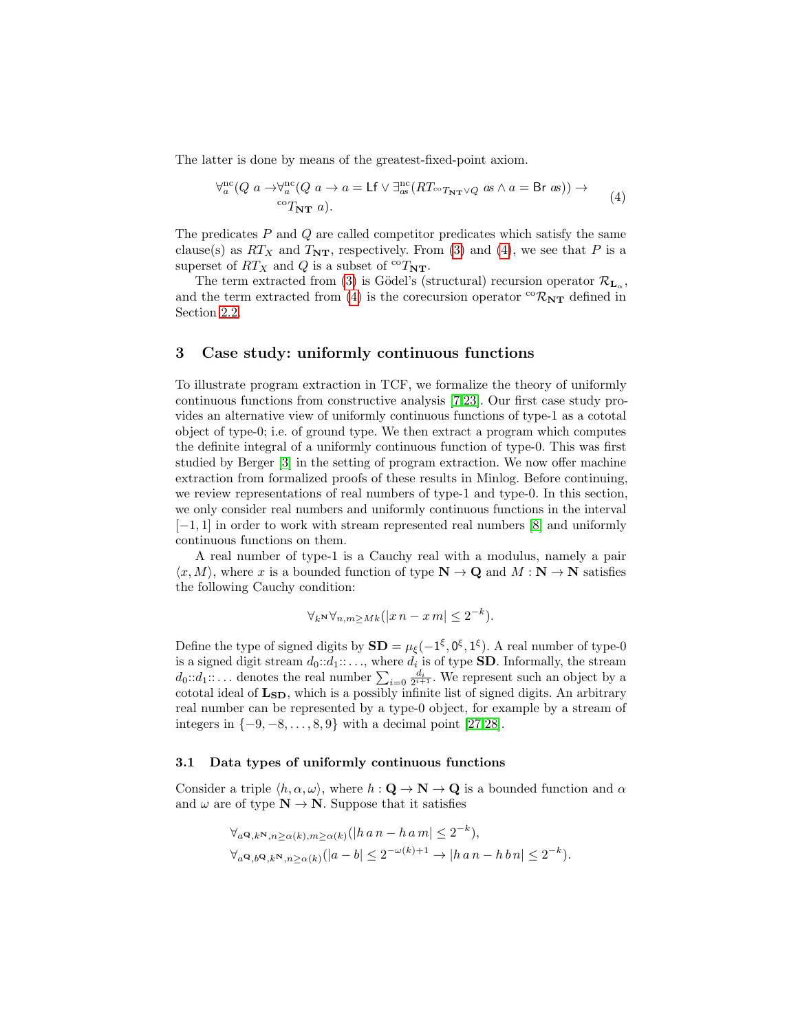The latter is done by means of the greatest-fixed-point axiom.

$$\forall^{\mathrm{nc}}_a (Q\ a \to \forall^{\mathrm{nc}}_a (Q\ a \to a = \mathsf{Lf} \vee \exists^{\mathrm{nc}}_{as}(RT_{{}^{\mathrm{co}}T_{\mathbf{NT}} \vee Q}\ as \wedge a = \mathsf{Br}\ as)) \to {}^{\mathrm{co}}T_{\mathbf{NT}}\ a). \tag{4}$$

The predicates $P$ and $Q$ are called competitor predicates which satisfy the same clause(s) as $RT_X$ and $T_{\mathbf{NT}}$, respectively. From (3) and (4), we see that $P$ is a superset of $RT_X$ and $Q$ is a subset of ${}^{\mathrm{co}}T_{\mathbf{NT}}$.

The term extracted from (3) is Gödel's (structural) recursion operator $\mathcal{R}_{\mathbf{L}_\alpha}$, and the term extracted from (4) is the corecursion operator ${}^{\mathrm{co}}\mathcal{R}_{\mathbf{NT}}$ defined in Section 2.2.

## 3 Case study: uniformly continuous functions

To illustrate program extraction in TCF, we formalize the theory of uniformly continuous functions from constructive analysis [7,23]. Our first case study provides an alternative view of uniformly continuous functions of type-1 as a cototal object of type-0; i.e. of ground type. We then extract a program which computes the definite integral of a uniformly continuous function of type-0. This was first studied by Berger [3] in the setting of program extraction. We now offer machine extraction from formalized proofs of these results in Minlog. Before continuing, we review representations of real numbers of type-1 and type-0. In this section, we only consider real numbers and uniformly continuous functions in the interval $[-1, 1]$ in order to work with stream represented real numbers [8] and uniformly continuous functions on them.

A real number of type-1 is a Cauchy real with a modulus, namely a pair $\langle x, M\rangle$, where $x$ is a bounded function of type $\mathbf{N} \to \mathbf{Q}$ and $M : \mathbf{N} \to \mathbf{N}$ satisfies the following Cauchy condition:

$$\forall_{k^{\mathbf{N}}} \forall_{n,m \geq Mk} (|x\,n - x\,m| \leq 2^{-k}).$$

Define the type of signed digits by $\mathbf{SD} = \mu_\xi(-1^\xi, 0^\xi, 1^\xi)$. A real number of type-0 is a signed digit stream $d_0{::}d_1{::}\ldots$, where $d_i$ is of type $\mathbf{SD}$. Informally, the stream $d_0{::}d_1{::}\ldots$ denotes the real number $\sum_{i=0} \frac{d_i}{2^{i+1}}$. We represent such an object by a cototal ideal of $\mathbf{L}_{\mathbf{SD}}$, which is a possibly infinite list of signed digits. An arbitrary real number can be represented by a type-0 object, for example by a stream of integers in $\{-9, -8, \ldots, 8, 9\}$ with a decimal point [27,28].

### 3.1 Data types of uniformly continuous functions

Consider a triple $\langle h, \alpha, \omega\rangle$, where $h : \mathbf{Q} \to \mathbf{N} \to \mathbf{Q}$ is a bounded function and $\alpha$ and $\omega$ are of type $\mathbf{N} \to \mathbf{N}$. Suppose that it satisfies

$$\forall_{a^{\mathbf{Q}}, k^{\mathbf{N}}, n \geq \alpha(k), m \geq \alpha(k)} (|h\,a\,n - h\,a\,m| \leq 2^{-k}),$$
$$\forall_{a^{\mathbf{Q}}, b^{\mathbf{Q}}, k^{\mathbf{N}}, n \geq \alpha(k)} (|a - b| \leq 2^{-\omega(k)+1} \to |h\,a\,n - h\,b\,n| \leq 2^{-k}).$$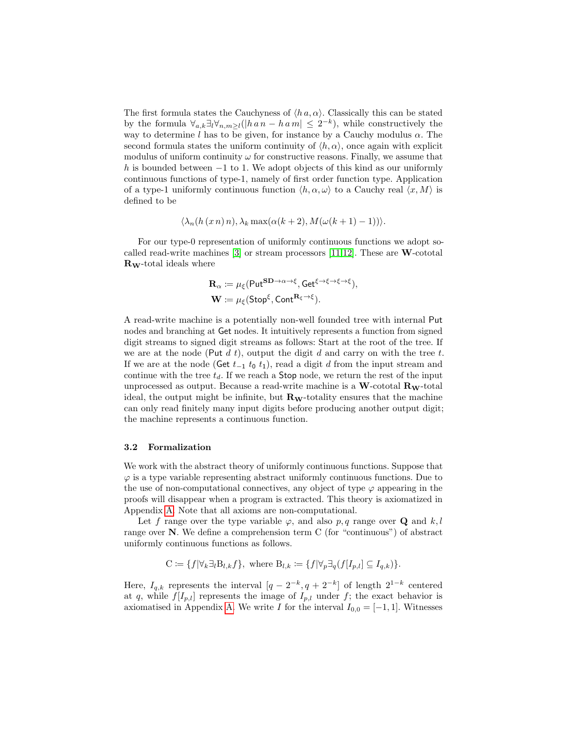The first formula states the Cauchyness of $\langle h\, a, \alpha\rangle$. Classically this can be stated by the formula $\forall_{a,k}\exists_l\forall_{n,m\geq l}(|h\, a\, n - h\, a\, m| \leq 2^{-k})$, while constructively the way to determine $l$ has to be given, for instance by a Cauchy modulus $\alpha$. The second formula states the uniform continuity of $\langle h, \alpha\rangle$, once again with explicit modulus of uniform continuity $\omega$ for constructive reasons. Finally, we assume that $h$ is bounded between $-1$ to 1. We adopt objects of this kind as our uniformly continuous functions of type-1, namely of first order function type. Application of a type-1 uniformly continuous function $\langle h, \alpha, \omega\rangle$ to a Cauchy real $\langle x, M\rangle$ is defined to be

$$\langle \lambda_n(h\,(x\,n)\,n), \lambda_k \max(\alpha(k+2), M(\omega(k+1)-1))\rangle.$$

For our type-0 representation of uniformly continuous functions we adopt so-called read-write machines [3] or stream processors [11,12]. These are $\mathbf{W}$-cototal $\mathbf{R_W}$-total ideals where

$$\mathbf{R}_\alpha := \mu_\xi(\mathsf{Put}^{\mathbf{SD}\to\alpha\to\xi}, \mathsf{Get}^{\xi\to\xi\to\xi\to\xi}),$$
$$\mathbf{W} := \mu_\xi(\mathsf{Stop}^{\xi}, \mathsf{Cont}^{\mathbf{R}_\xi\to\xi}).$$

A read-write machine is a potentially non-well founded tree with internal $\mathsf{Put}$ nodes and branching at $\mathsf{Get}$ nodes. It intuitively represents a function from signed digit streams to signed digit streams as follows: Start at the root of the tree. If we are at the node ($\mathsf{Put}$ $d$ $t$), output the digit $d$ and carry on with the tree $t$. If we are at the node ($\mathsf{Get}$ $t_{-1}$ $t_0$ $t_1$), read a digit $d$ from the input stream and continue with the tree $t_d$. If we reach a $\mathsf{Stop}$ node, we return the rest of the input unprocessed as output. Because a read-write machine is a $\mathbf{W}$-cototal $\mathbf{R_W}$-total ideal, the output might be infinite, but $\mathbf{R_W}$-totality ensures that the machine can only read finitely many input digits before producing another output digit; the machine represents a continuous function.

### 3.2 Formalization

We work with the abstract theory of uniformly continuous functions. Suppose that $\varphi$ is a type variable representing abstract uniformly continuous functions. Due to the use of non-computational connectives, any object of type $\varphi$ appearing in the proofs will disappear when a program is extracted. This theory is axiomatized in Appendix A. Note that all axioms are non-computational.

Let $f$ range over the type variable $\varphi$, and also $p, q$ range over $\mathbf{Q}$ and $k, l$ range over $\mathbf{N}$. We define a comprehension term C (for "continuous") of abstract uniformly continuous functions as follows.

$$\mathrm{C} := \{f|\forall_k\exists_l \mathrm{B}_{l,k} f\}, \text{ where } \mathrm{B}_{l,k} := \{f|\forall_p\exists_q(f[I_{p,l}] \subseteq I_{q,k})\}.$$

Here, $I_{q,k}$ represents the interval $[q-2^{-k}, q+2^{-k}]$ of length $2^{1-k}$ centered at $q$, while $f[I_{p,l}]$ represents the image of $I_{p,l}$ under $f$; the exact behavior is axiomatised in Appendix A. We write $I$ for the interval $I_{0,0} = [-1, 1]$. Witnesses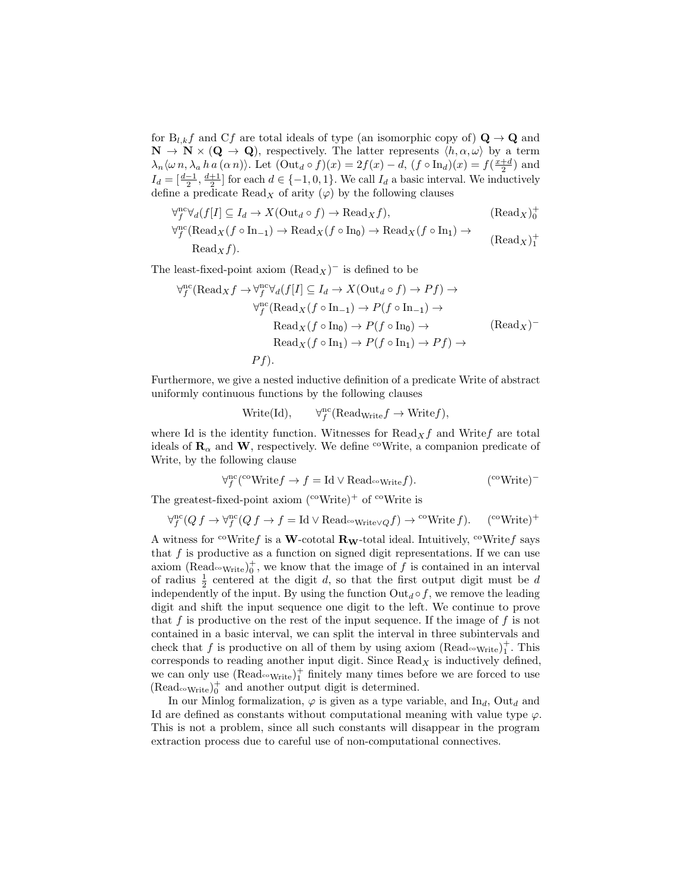for $\mathrm{B}_{l,k} f$ and $\mathrm{C} f$ are total ideals of type (an isomorphic copy of) $\mathbf{Q} \to \mathbf{Q}$ and $\mathbf{N} \to \mathbf{N} \times (\mathbf{Q} \to \mathbf{Q})$, respectively. The latter represents $\langle h, \alpha, \omega \rangle$ by a term $\lambda_n \langle \omega\, n, \lambda_a\, h\, a\, (\alpha\, n)\rangle$. Let $(\mathrm{Out}_d \circ f)(x) = 2f(x) - d$, $(f \circ \mathrm{In}_d)(x) = f(\frac{x+d}{2})$ and $I_d = [\frac{d-1}{2}, \frac{d+1}{2}]$ for each $d \in \{-1, 0, 1\}$. We call $I_d$ a basic interval. We inductively define a predicate $\mathrm{Read}_X$ of arity $(\varphi)$ by the following clauses

$$\forall^{\mathrm{nc}}_f \forall_d (f[I] \subseteq I_d \to X(\mathrm{Out}_d \circ f) \to \mathrm{Read}_X f), \qquad (\mathrm{Read}_X)^+_0$$

$$\forall^{\mathrm{nc}}_f (\mathrm{Read}_X(f \circ \mathrm{In}_{-1}) \to \mathrm{Read}_X(f \circ \mathrm{In}_0) \to \mathrm{Read}_X(f \circ \mathrm{In}_1) \to \mathrm{Read}_X f). \qquad (\mathrm{Read}_X)^+_1$$

The least-fixed-point axiom $(\mathrm{Read}_X)^-$ is defined to be

$$\begin{aligned}
\forall^{\mathrm{nc}}_f (\mathrm{Read}_X f \to\ & \forall^{\mathrm{nc}}_f \forall_d (f[I] \subseteq I_d \to X(\mathrm{Out}_d \circ f) \to P f) \to \\
& \forall^{\mathrm{nc}}_f (\mathrm{Read}_X(f \circ \mathrm{In}_{-1}) \to P(f \circ \mathrm{In}_{-1}) \to \\
& \qquad \mathrm{Read}_X(f \circ \mathrm{In}_0) \to P(f \circ \mathrm{In}_0) \to \\
& \qquad \mathrm{Read}_X(f \circ \mathrm{In}_1) \to P(f \circ \mathrm{In}_1) \to P f) \to \\
& P f).
\end{aligned} \qquad (\mathrm{Read}_X)^-$$

Furthermore, we give a nested inductive definition of a predicate Write of abstract uniformly continuous functions by the following clauses

$$\mathrm{Write}(\mathrm{Id}), \qquad \forall^{\mathrm{nc}}_f (\mathrm{Read}_{\mathrm{Write}} f \to \mathrm{Write} f),$$

where Id is the identity function. Witnesses for $\mathrm{Read}_X f$ and $\mathrm{Write} f$ are total ideals of $\mathbf{R}_\alpha$ and $\mathbf{W}$, respectively. We define ${}^{\mathrm{co}}\mathrm{Write}$, a companion predicate of Write, by the following clause

$$\forall^{\mathrm{nc}}_f ({}^{\mathrm{co}}\mathrm{Write} f \to f = \mathrm{Id} \lor \mathrm{Read}_{{}^{\mathrm{co}}\mathrm{Write}} f). \qquad ({}^{\mathrm{co}}\mathrm{Write})^-$$

The greatest-fixed-point axiom $({}^{\mathrm{co}}\mathrm{Write})^+$ of ${}^{\mathrm{co}}\mathrm{Write}$ is

$$\forall^{\mathrm{nc}}_f (Q\, f \to \forall^{\mathrm{nc}}_f (Q\, f \to f = \mathrm{Id} \lor \mathrm{Read}_{{}^{\mathrm{co}}\mathrm{Write} \lor Q} f) \to {}^{\mathrm{co}}\mathrm{Write}\, f). \qquad ({}^{\mathrm{co}}\mathrm{Write})^+$$

A witness for ${}^{\mathrm{co}}\mathrm{Write} f$ is a $\mathbf{W}$-cototal $\mathbf{R}_{\mathbf{W}}$-total ideal. Intuitively, ${}^{\mathrm{co}}\mathrm{Write} f$ says that $f$ is productive as a function on signed digit representations. If we can use axiom $(\mathrm{Read}_{{}^{\mathrm{co}}\mathrm{Write}})^+_0$, we know that the image of $f$ is contained in an interval of radius $\frac{1}{2}$ centered at the digit $d$, so that the first output digit must be $d$ independently of the input. By using the function $\mathrm{Out}_d \circ f$, we remove the leading digit and shift the input sequence one digit to the left. We continue to prove that $f$ is productive on the rest of the input sequence. If the image of $f$ is not contained in a basic interval, we can split the interval in three subintervals and check that $f$ is productive on all of them by using axiom $(\mathrm{Read}_{{}^{\mathrm{co}}\mathrm{Write}})^+_1$. This corresponds to reading another input digit. Since $\mathrm{Read}_X$ is inductively defined, we can only use $(\mathrm{Read}_{{}^{\mathrm{co}}\mathrm{Write}})^+_1$ finitely many times before we are forced to use $(\mathrm{Read}_{{}^{\mathrm{co}}\mathrm{Write}})^+_0$ and another output digit is determined.

In our Minlog formalization, $\varphi$ is given as a type variable, and $\mathrm{In}_d$, $\mathrm{Out}_d$ and Id are defined as constants without computational meaning with value type $\varphi$. This is not a problem, since all such constants will disappear in the program extraction process due to careful use of non-computational connectives.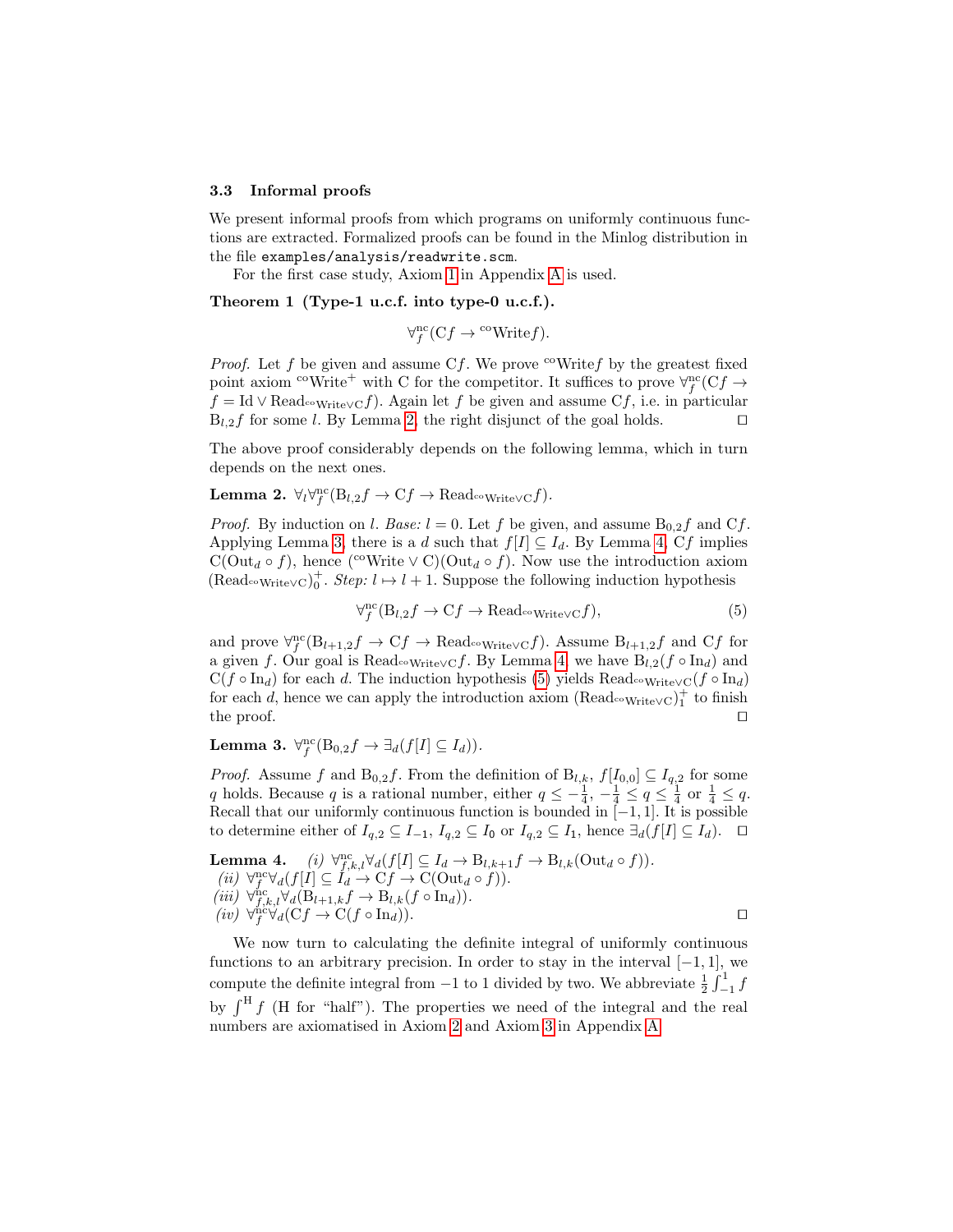### 3.3 Informal proofs

We present informal proofs from which programs on uniformly continuous functions are extracted. Formalized proofs can be found in the Minlog distribution in the file `examples/analysis/readwrite.scm`.

For the first case study, Axiom 1 in Appendix A is used.

**Theorem 1 (Type-1 u.c.f. into type-0 u.c.f.).**

$$\forall^{\mathrm{nc}}_f (\mathrm{C} f \to {}^{\mathrm{co}}\mathrm{Write} f).$$

*Proof.* Let $f$ be given and assume $\mathrm{C}f$. We prove ${}^{\mathrm{co}}\mathrm{Write} f$ by the greatest fixed point axiom ${}^{\mathrm{co}}\mathrm{Write}^{+}$ with C for the competitor. It suffices to prove $\forall^{\mathrm{nc}}_f (\mathrm{C}f \to f = \mathrm{Id} \vee \mathrm{Read}_{{}^{\mathrm{co}}\mathrm{Write} \vee \mathrm{C}} f)$. Again let $f$ be given and assume $\mathrm{C}f$, i.e. in particular $\mathrm{B}_{l,2} f$ for some $l$. By Lemma 2, the right disjunct of the goal holds. □

The above proof considerably depends on the following lemma, which in turn depends on the next ones.

**Lemma 2.** $\forall_l \forall^{\mathrm{nc}}_f (\mathrm{B}_{l,2} f \to \mathrm{C}f \to \mathrm{Read}_{{}^{\mathrm{co}}\mathrm{Write} \vee \mathrm{C}} f)$.

*Proof.* By induction on $l$. *Base:* $l = 0$. Let $f$ be given, and assume $\mathrm{B}_{0,2} f$ and $\mathrm{C}f$. Applying Lemma 3, there is a $d$ such that $f[I] \subseteq I_d$. By Lemma 4, $\mathrm{C}f$ implies $\mathrm{C}(\mathrm{Out}_d \circ f)$, hence $({}^{\mathrm{co}}\mathrm{Write} \vee \mathrm{C})(\mathrm{Out}_d \circ f)$. Now use the introduction axiom $(\mathrm{Read}_{{}^{\mathrm{co}}\mathrm{Write} \vee \mathrm{C}})^{+}_{0}$. *Step:* $l \mapsto l+1$. Suppose the following induction hypothesis

$$\forall^{\mathrm{nc}}_f (\mathrm{B}_{l,2} f \to \mathrm{C}f \to \mathrm{Read}_{{}^{\mathrm{co}}\mathrm{Write} \vee \mathrm{C}} f), \tag{5}$$

and prove $\forall^{\mathrm{nc}}_f (\mathrm{B}_{l+1,2} f \to \mathrm{C}f \to \mathrm{Read}_{{}^{\mathrm{co}}\mathrm{Write} \vee \mathrm{C}} f)$. Assume $\mathrm{B}_{l+1,2} f$ and $\mathrm{C}f$ for a given $f$. Our goal is $\mathrm{Read}_{{}^{\mathrm{co}}\mathrm{Write} \vee \mathrm{C}} f$. By Lemma 4, we have $\mathrm{B}_{l,2}(f \circ \mathrm{In}_d)$ and $\mathrm{C}(f \circ \mathrm{In}_d)$ for each $d$. The induction hypothesis (5) yields $\mathrm{Read}_{{}^{\mathrm{co}}\mathrm{Write} \vee \mathrm{C}}(f \circ \mathrm{In}_d)$ for each $d$, hence we can apply the introduction axiom $(\mathrm{Read}_{{}^{\mathrm{co}}\mathrm{Write} \vee \mathrm{C}})^{+}_{1}$ to finish the proof. □

**Lemma 3.** $\forall^{\mathrm{nc}}_f (\mathrm{B}_{0,2} f \to \exists_d (f[I] \subseteq I_d))$.

*Proof.* Assume $f$ and $\mathrm{B}_{0,2} f$. From the definition of $\mathrm{B}_{l,k}$, $f[I_{0,0}] \subseteq I_{q,2}$ for some $q$ holds. Because $q$ is a rational number, either $q \le -\frac{1}{4}$, $-\frac{1}{4} \le q \le \frac{1}{4}$ or $\frac{1}{4} \le q$. Recall that our uniformly continuous function is bounded in $[-1, 1]$. It is possible to determine either of $I_{q,2} \subseteq I_{-1}$, $I_{q,2} \subseteq I_0$ or $I_{q,2} \subseteq I_1$, hence $\exists_d (f[I] \subseteq I_d)$. □

**Lemma 4.** *(i)* $\forall^{\mathrm{nc}}_{f,k,l} \forall_d (f[I] \subseteq I_d \to \mathrm{B}_{l,k+1} f \to \mathrm{B}_{l,k}(\mathrm{Out}_d \circ f))$.
*(ii)* $\forall^{\mathrm{nc}}_f \forall_d (f[I] \subseteq I_d \to \mathrm{C}f \to \mathrm{C}(\mathrm{Out}_d \circ f))$.
*(iii)* $\forall^{\mathrm{nc}}_{f,k,l} \forall_d (\mathrm{B}_{l+1,k} f \to \mathrm{B}_{l,k}(f \circ \mathrm{In}_d))$.
*(iv)* $\forall^{\mathrm{nc}}_f \forall_d (\mathrm{C}f \to \mathrm{C}(f \circ \mathrm{In}_d))$. □

We now turn to calculating the definite integral of uniformly continuous functions to an arbitrary precision. In order to stay in the interval $[-1, 1]$, we compute the definite integral from $-1$ to 1 divided by two. We abbreviate $\frac{1}{2}\int_{-1}^{1} f$ by $\int^{\mathrm{H}} f$ (H for "half"). The properties we need of the integral and the real numbers are axiomatised in Axiom 2 and Axiom 3 in Appendix A.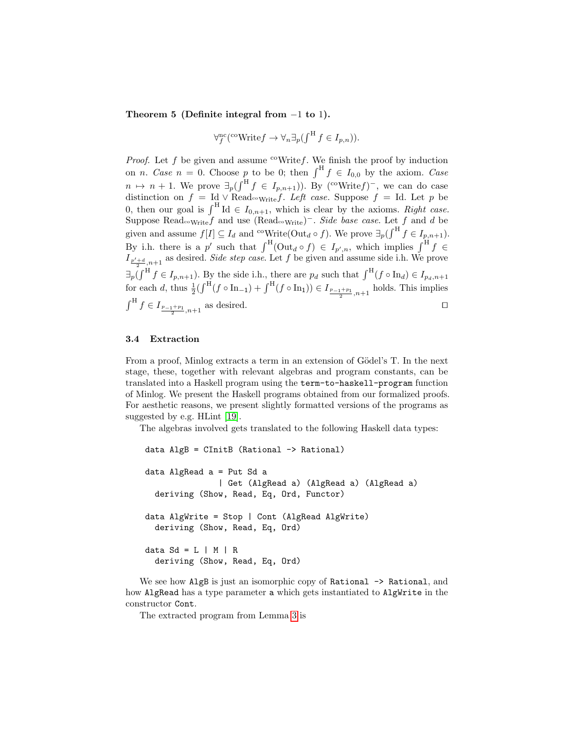**Theorem 5 (Definite integral from $-1$ to $1$).**

$$\forall^{\mathrm{nc}}_f({}^{\mathrm{co}}\mathrm{Write} f \to \forall_n \exists_p (\textstyle\int^{\mathrm{H}} f \in I_{p,n})).$$

*Proof.* Let $f$ be given and assume ${}^{\mathrm{co}}\mathrm{Write} f$. We finish the proof by induction on $n$. *Case* $n = 0$. Choose $p$ to be 0; then $\int^{\mathrm{H}} f \in I_{0,0}$ by the axiom. *Case* $n \mapsto n+1$. We prove $\exists_p(\int^{\mathrm{H}} f \in I_{p,n+1})$. By $({}^{\mathrm{co}}\mathrm{Write} f)^{-}$, we can do case distinction on $f = \mathrm{Id} \vee \mathrm{Read}_{{}^{\mathrm{co}}\mathrm{Write}} f$. *Left case.* Suppose $f = \mathrm{Id}$. Let $p$ be 0, then our goal is $\int^{\mathrm{H}} \mathrm{Id} \in I_{0,n+1}$, which is clear by the axioms. *Right case.* Suppose $\mathrm{Read}_{{}^{\mathrm{co}}\mathrm{Write}} f$ and use $(\mathrm{Read}_{{}^{\mathrm{co}}\mathrm{Write}})^{-}$. *Side base case.* Let $f$ and $d$ be given and assume $f[I] \subseteq I_d$ and ${}^{\mathrm{co}}\mathrm{Write}(\mathrm{Out}_d \circ f)$. We prove $\exists_p(\int^{\mathrm{H}} f \in I_{p,n+1})$. By i.h. there is a $p'$ such that $\int^{\mathrm{H}}(\mathrm{Out}_d \circ f) \in I_{p',n}$, which implies $\int^{\mathrm{H}} f \in I_{\frac{p'+d}{2},n+1}$ as desired. *Side step case.* Let $f$ be given and assume side i.h. We prove $\exists_p(\int^{\mathrm{H}} f \in I_{p,n+1})$. By the side i.h., there are $p_d$ such that $\int^{\mathrm{H}}(f \circ \mathrm{In}_d) \in I_{p_d,n+1}$ for each $d$, thus $\frac{1}{2}(\int^{\mathrm{H}}(f \circ \mathrm{In}_{-1}) + \int^{\mathrm{H}}(f \circ \mathrm{In}_1)) \in I_{\frac{p_{-1}+p_1}{2},n+1}$ holds. This implies $\int^{\mathrm{H}} f \in I_{\frac{p_{-1}+p_1}{2},n+1}$ as desired. ◻

### 3.4 Extraction

From a proof, Minlog extracts a term in an extension of Gödel's T. In the next stage, these, together with relevant algebras and program constants, can be translated into a Haskell program using the `term-to-haskell-program` function of Minlog. We present the Haskell programs obtained from our formalized proofs. For aesthetic reasons, we present slightly formatted versions of the programs as suggested by e.g. HLint [19].

The algebras involved gets translated to the following Haskell data types:

```
data AlgB = CInitB (Rational -> Rational)

data AlgRead a = Put Sd a
               | Get (AlgRead a) (AlgRead a) (AlgRead a)
  deriving (Show, Read, Eq, Ord, Functor)

data AlgWrite = Stop | Cont (AlgRead AlgWrite)
  deriving (Show, Read, Eq, Ord)

data Sd = L | M | R
  deriving (Show, Read, Eq, Ord)
```

We see how `AlgB` is just an isomorphic copy of `Rational -> Rational`, and how `AlgRead` has a type parameter `a` which gets instantiated to `AlgWrite` in the constructor `Cont`.

The extracted program from Lemma 3 is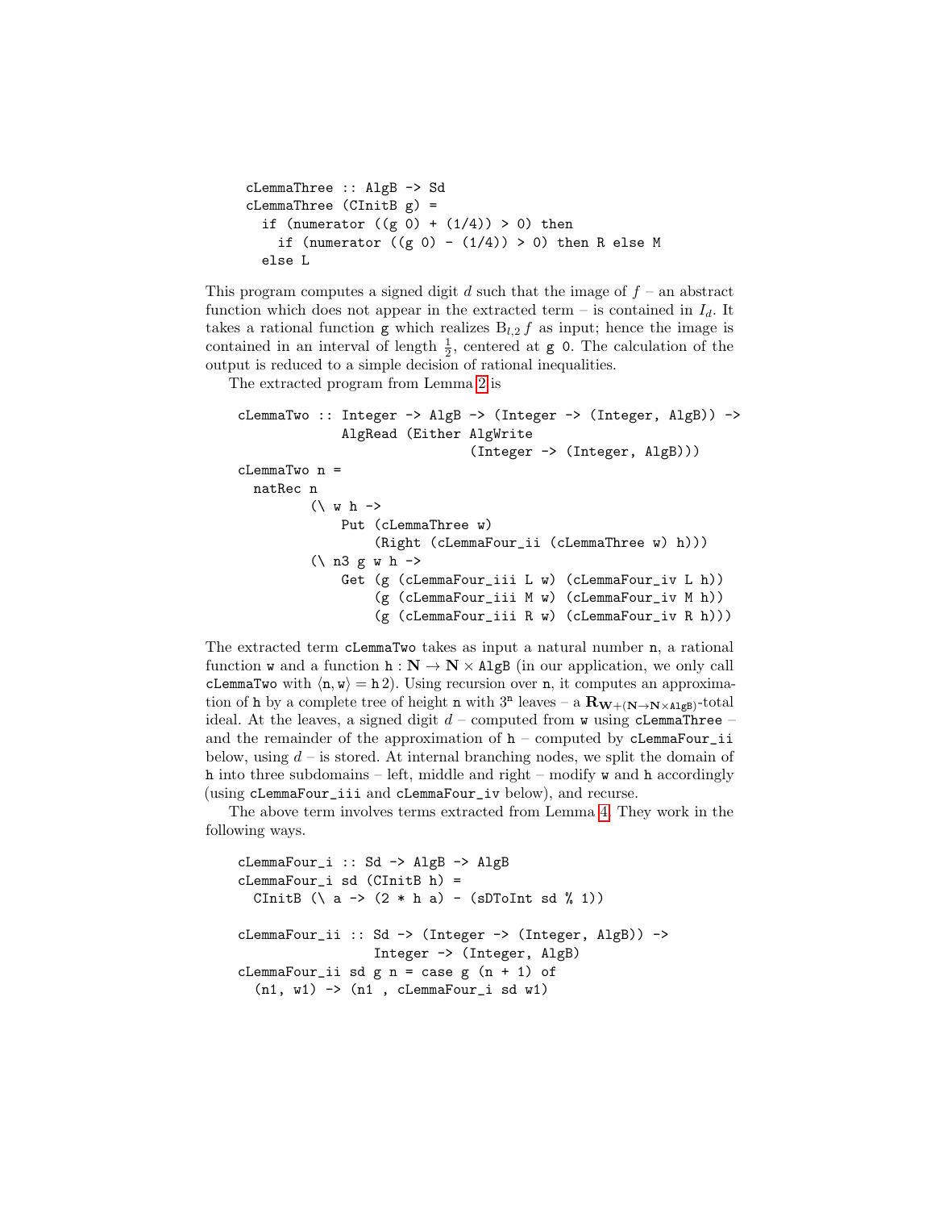```
cLemmaThree :: AlgB -> Sd
cLemmaThree (CInitB g) =
  if (numerator ((g 0) + (1/4)) > 0) then
    if (numerator ((g 0) - (1/4)) > 0) then R else M
  else L
```

This program computes a signed digit $d$ such that the image of $f$ – an abstract function which does not appear in the extracted term – is contained in $I_d$. It takes a rational function g which realizes $\mathrm{B}_{l,2}\, f$ as input; hence the image is contained in an interval of length $\frac{1}{2}$, centered at g 0. The calculation of the output is reduced to a simple decision of rational inequalities.

The extracted program from Lemma 2 is

```
cLemmaTwo :: Integer -> AlgB -> (Integer -> (Integer, AlgB)) ->
             AlgRead (Either AlgWrite
                             (Integer -> (Integer, AlgB)))
cLemmaTwo n =
  natRec n
        (\ w h ->
            Put (cLemmaThree w)
                (Right (cLemmaFour_ii (cLemmaThree w) h)))
        (\ n3 g w h ->
            Get (g (cLemmaFour_iii L w) (cLemmaFour_iv L h))
                (g (cLemmaFour_iii M w) (cLemmaFour_iv M h))
                (g (cLemmaFour_iii R w) (cLemmaFour_iv R h)))
```

The extracted term cLemmaTwo takes as input a natural number n, a rational function w and a function $\mathtt{h} : \mathbf{N} \to \mathbf{N} \times \mathtt{AlgB}$ (in our application, we only call cLemmaTwo with $\langle \mathtt{n}, \mathtt{w} \rangle = \mathtt{h}\, 2$). Using recursion over n, it computes an approximation of h by a complete tree of height n with $3^{\mathtt{n}}$ leaves – a $\mathbf{R}_{\mathbf{W}+(\mathbf{N}\to\mathbf{N}\times\mathtt{AlgB})}$-total ideal. At the leaves, a signed digit $d$ – computed from w using cLemmaThree – and the remainder of the approximation of h – computed by cLemmaFour_ii below, using $d$ – is stored. At internal branching nodes, we split the domain of h into three subdomains – left, middle and right – modify w and h accordingly (using cLemmaFour_iii and cLemmaFour_iv below), and recurse.

The above term involves terms extracted from Lemma 4. They work in the following ways.

```
cLemmaFour_i :: Sd -> AlgB -> AlgB
cLemmaFour_i sd (CInitB h) =
  CInitB (\ a -> (2 * h a) - (sDToInt sd % 1))

cLemmaFour_ii :: Sd -> (Integer -> (Integer, AlgB)) ->
                 Integer -> (Integer, AlgB)
cLemmaFour_ii sd g n = case g (n + 1) of
  (n1, w1) -> (n1 , cLemmaFour_i sd w1)
```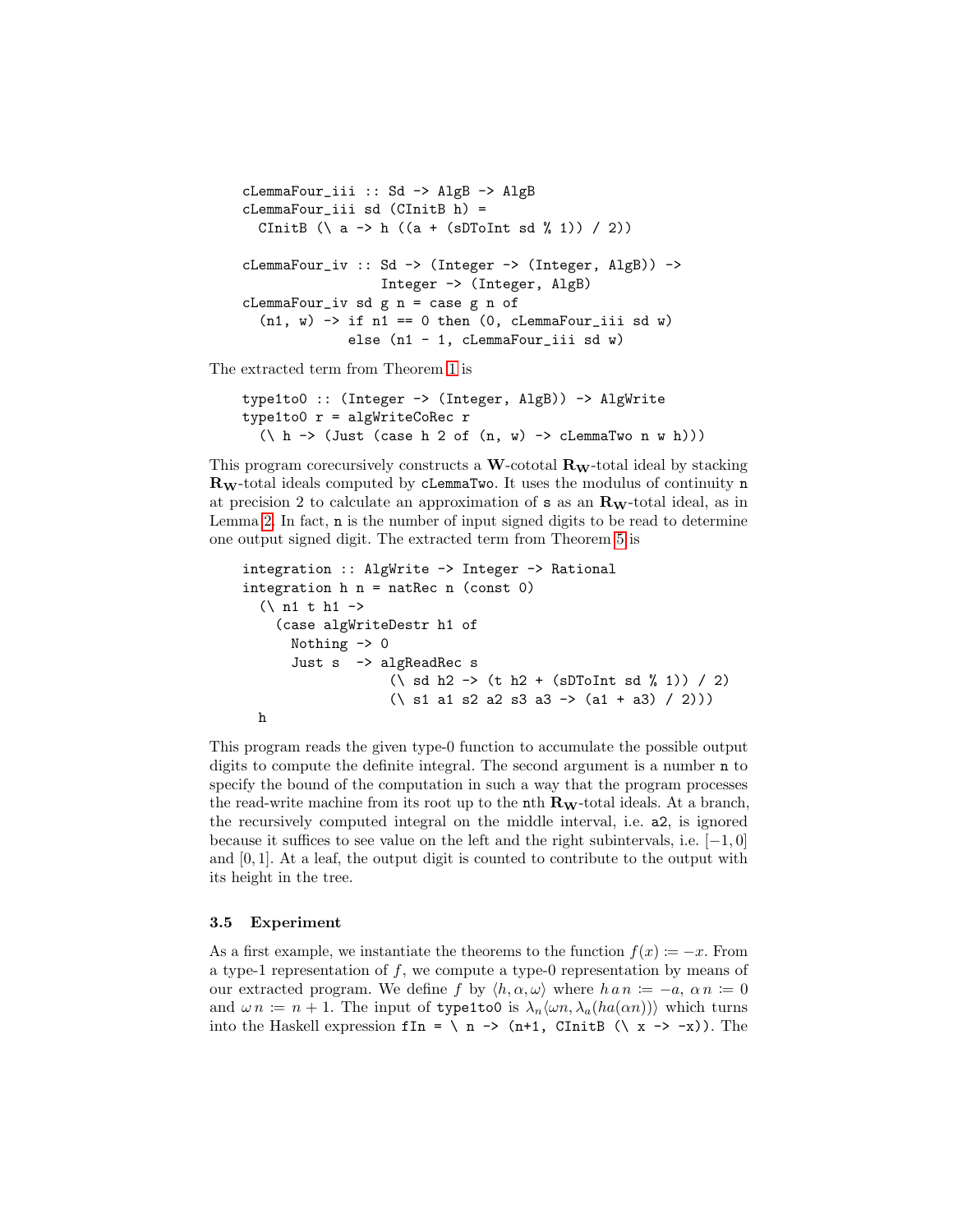```
cLemmaFour_iii :: Sd -> AlgB -> AlgB
cLemmaFour_iii sd (CInitB h) =
  CInitB (\ a -> h ((a + (sDToInt sd % 1)) / 2))

cLemmaFour_iv :: Sd -> (Integer -> (Integer, AlgB)) ->
                 Integer -> (Integer, AlgB)
cLemmaFour_iv sd g n = case g n of
  (n1, w) -> if n1 == 0 then (0, cLemmaFour_iii sd w)
             else (n1 - 1, cLemmaFour_iii sd w)
```

The extracted term from Theorem 1 is

```
type1to0 :: (Integer -> (Integer, AlgB)) -> AlgWrite
type1to0 r = algWriteCoRec r
  (\ h -> (Just (case h 2 of (n, w) -> cLemmaTwo n w h)))
```

This program corecursively constructs a $\mathbf{W}$-cototal $\mathbf{R_W}$-total ideal by stacking $\mathbf{R_W}$-total ideals computed by `cLemmaTwo`. It uses the modulus of continuity `n` at precision 2 to calculate an approximation of `s` as an $\mathbf{R_W}$-total ideal, as in Lemma 2. In fact, `n` is the number of input signed digits to be read to determine one output signed digit. The extracted term from Theorem 5 is

```
integration :: AlgWrite -> Integer -> Rational
integration h n = natRec n (const 0)
  (\ n1 t h1 ->
    (case algWriteDestr h1 of
      Nothing -> 0
      Just s  -> algReadRec s
                   (\ sd h2 -> (t h2 + (sDToInt sd % 1)) / 2)
                   (\ s1 a1 s2 a2 s3 a3 -> (a1 + a3) / 2)))
  h
```

This program reads the given type-0 function to accumulate the possible output digits to compute the definite integral. The second argument is a number `n` to specify the bound of the computation in such a way that the program processes the read-write machine from its root up to the `n`th $\mathbf{R_W}$-total ideals. At a branch, the recursively computed integral on the middle interval, i.e. `a2`, is ignored because it suffices to see value on the left and the right subintervals, i.e. $[-1, 0]$ and $[0, 1]$. At a leaf, the output digit is counted to contribute to the output with its height in the tree.

### 3.5 Experiment

As a first example, we instantiate the theorems to the function $f(x) := -x$. From a type-1 representation of $f$, we compute a type-0 representation by means of our extracted program. We define $f$ by $\langle h, \alpha, \omega \rangle$ where $h\,a\,n := -a$, $\alpha\,n := 0$ and $\omega\,n := n + 1$. The input of `type1to0` is $\lambda_n \langle \omega n, \lambda_a (h a(\alpha n)) \rangle$ which turns into the Haskell expression `fIn = \ n -> (n+1, CInitB (\ x -> -x))`. The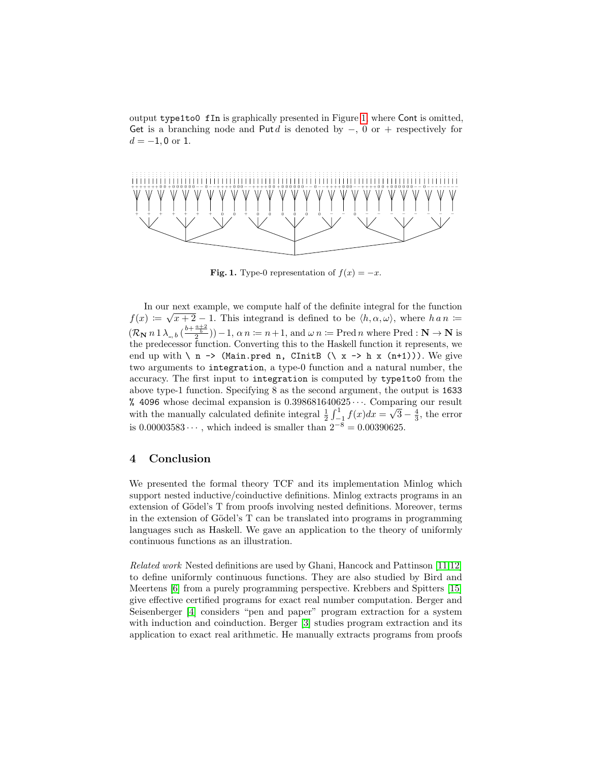output `type1to0 fIn` is graphically presented in Figure 1, where Cont is omitted, Get is a branching node and Put $d$ is denoted by $-$, 0 or $+$ respectively for $d = -1, 0$ or 1.

**Fig. 1.** Type-0 representation of $f(x) = -x$.

In our next example, we compute half of the definite integral for the function $f(x) \coloneqq \sqrt{x+2} - 1$. This integrand is defined to be $\langle h, \alpha, \omega \rangle$, where $h\,a\,n \coloneqq (\mathcal{R}_{\mathbf{N}}\, n\, 1\, \lambda_{\_,b}\, (\frac{b + \frac{a+2}{b}}{2})) - 1$, $\alpha\, n \coloneqq n+1$, and $\omega\, n \coloneqq \mathrm{Pred}\, n$ where $\mathrm{Pred} : \mathbf{N} \to \mathbf{N}$ is the predecessor function. Converting this to the Haskell function it represents, we end up with `\ n -> (Main.pred n, CInitB (\ x -> h x (n+1)))`. We give two arguments to `integration`, a type-0 function and a natural number, the accuracy. The first input to `integration` is computed by `type1to0` from the above type-1 function. Specifying 8 as the second argument, the output is `1633 % 4096` whose decimal expansion is $0.398681640625\cdots$. Comparing our result with the manually calculated definite integral $\frac{1}{2}\int_{-1}^{1} f(x)dx = \sqrt{3} - \frac{4}{3}$, the error is $0.00003583\cdots$, which indeed is smaller than $2^{-8} = 0.00390625$.

## 4 Conclusion

We presented the formal theory TCF and its implementation Minlog which support nested inductive/coinductive definitions. Minlog extracts programs in an extension of Gödel's T from proofs involving nested definitions. Moreover, terms in the extension of Gödel's T can be translated into programs in programming languages such as Haskell. We gave an application to the theory of uniformly continuous functions as an illustration.

*Related work* Nested definitions are used by Ghani, Hancock and Pattinson [11,12] to define uniformly continuous functions. They are also studied by Bird and Meertens [6] from a purely programming perspective. Krebbers and Spitters [15] give effective certified programs for exact real number computation. Berger and Seisenberger [4] considers "pen and paper" program extraction for a system with induction and coinduction. Berger [3] studies program extraction and its application to exact real arithmetic. He manually extracts programs from proofs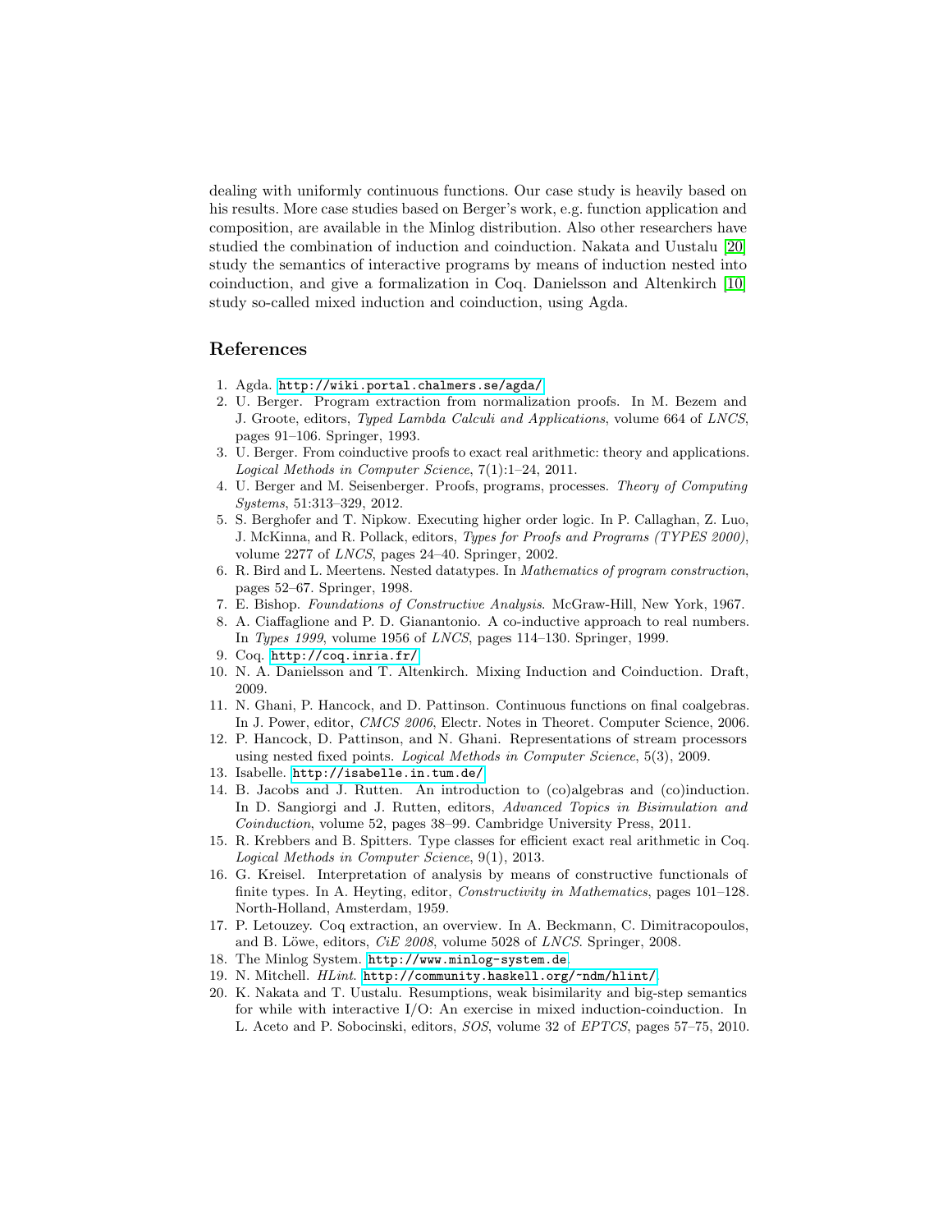dealing with uniformly continuous functions. Our case study is heavily based on his results. More case studies based on Berger's work, e.g. function application and composition, are available in the Minlog distribution. Also other researchers have studied the combination of induction and coinduction. Nakata and Uustalu [20] study the semantics of interactive programs by means of induction nested into coinduction, and give a formalization in Coq. Danielsson and Altenkirch [10] study so-called mixed induction and coinduction, using Agda.

## References

1. Agda. http://wiki.portal.chalmers.se/agda/
2. U. Berger. Program extraction from normalization proofs. In M. Bezem and J. Groote, editors, *Typed Lambda Calculi and Applications*, volume 664 of *LNCS*, pages 91–106. Springer, 1993.
3. U. Berger. From coinductive proofs to exact real arithmetic: theory and applications. *Logical Methods in Computer Science*, 7(1):1–24, 2011.
4. U. Berger and M. Seisenberger. Proofs, programs, processes. *Theory of Computing Systems*, 51:313–329, 2012.
5. S. Berghofer and T. Nipkow. Executing higher order logic. In P. Callaghan, Z. Luo, J. McKinna, and R. Pollack, editors, *Types for Proofs and Programs (TYPES 2000)*, volume 2277 of *LNCS*, pages 24–40. Springer, 2002.
6. R. Bird and L. Meertens. Nested datatypes. In *Mathematics of program construction*, pages 52–67. Springer, 1998.
7. E. Bishop. *Foundations of Constructive Analysis*. McGraw-Hill, New York, 1967.
8. A. Ciaffaglione and P. D. Gianantonio. A co-inductive approach to real numbers. In *Types 1999*, volume 1956 of *LNCS*, pages 114–130. Springer, 1999.
9. Coq. http://coq.inria.fr/
10. N. A. Danielsson and T. Altenkirch. Mixing Induction and Coinduction. Draft, 2009.
11. N. Ghani, P. Hancock, and D. Pattinson. Continuous functions on final coalgebras. In J. Power, editor, *CMCS 2006*, Electr. Notes in Theoret. Computer Science, 2006.
12. P. Hancock, D. Pattinson, and N. Ghani. Representations of stream processors using nested fixed points. *Logical Methods in Computer Science*, 5(3), 2009.
13. Isabelle. http://isabelle.in.tum.de/
14. B. Jacobs and J. Rutten. An introduction to (co)algebras and (co)induction. In D. Sangiorgi and J. Rutten, editors, *Advanced Topics in Bisimulation and Coinduction*, volume 52, pages 38–99. Cambridge University Press, 2011.
15. R. Krebbers and B. Spitters. Type classes for efficient exact real arithmetic in Coq. *Logical Methods in Computer Science*, 9(1), 2013.
16. G. Kreisel. Interpretation of analysis by means of constructive functionals of finite types. In A. Heyting, editor, *Constructivity in Mathematics*, pages 101–128. North-Holland, Amsterdam, 1959.
17. P. Letouzey. Coq extraction, an overview. In A. Beckmann, C. Dimitracopoulos, and B. Löwe, editors, *CiE 2008*, volume 5028 of *LNCS*. Springer, 2008.
18. The Minlog System. http://www.minlog-system.de
19. N. Mitchell. *HLint*. http://community.haskell.org/~ndm/hlint/
20. K. Nakata and T. Uustalu. Resumptions, weak bisimilarity and big-step semantics for while with interactive I/O: An exercise in mixed induction-coinduction. In L. Aceto and P. Sobocinski, editors, *SOS*, volume 32 of *EPTCS*, pages 57–75, 2010.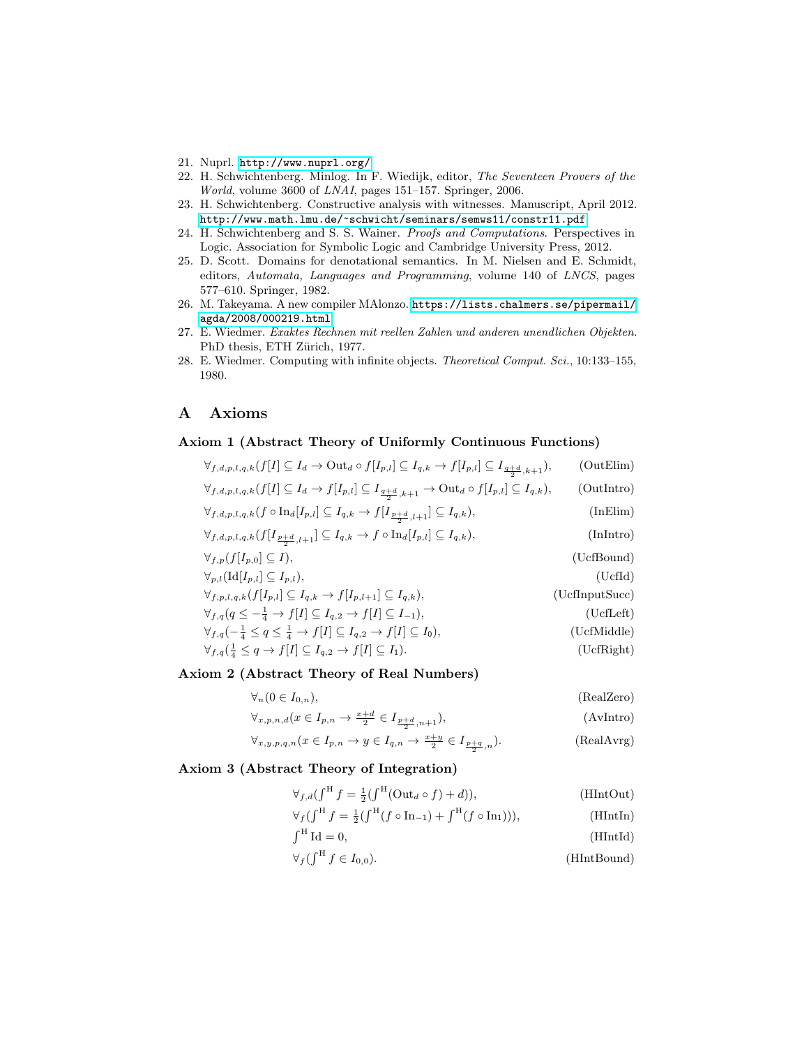21. Nuprl. http://www.nuprl.org/
22. H. Schwichtenberg. Minlog. In F. Wiedijk, editor, *The Seventeen Provers of the World*, volume 3600 of *LNAI*, pages 151–157. Springer, 2006.
23. H. Schwichtenberg. Constructive analysis with witnesses. Manuscript, April 2012. http://www.math.lmu.de/~schwicht/seminars/semws11/constr11.pdf
24. H. Schwichtenberg and S. S. Wainer. *Proofs and Computations*. Perspectives in Logic. Association for Symbolic Logic and Cambridge University Press, 2012.
25. D. Scott. Domains for denotational semantics. In M. Nielsen and E. Schmidt, editors, *Automata, Languages and Programming*, volume 140 of *LNCS*, pages 577–610. Springer, 1982.
26. M. Takeyama. A new compiler MAlonzo. https://lists.chalmers.se/pipermail/agda/2008/000219.html
27. E. Wiedmer. *Exaktes Rechnen mit reellen Zahlen und anderen unendlichen Objekten*. PhD thesis, ETH Zürich, 1977.
28. E. Wiedmer. Computing with infinite objects. *Theoretical Comput. Sci.*, 10:133–155, 1980.

# A Axioms

**Axiom 1 (Abstract Theory of Uniformly Continuous Functions)**

$$\forall_{f,d,p,l,q,k}(f[I] \subseteq I_d \to \mathrm{Out}_d \circ f[I_{p,l}] \subseteq I_{q,k} \to f[I_{p,l}] \subseteq I_{\frac{q+d}{2},k+1}), \qquad \text{(OutElim)}$$

$$\forall_{f,d,p,l,q,k}(f[I] \subseteq I_d \to f[I_{p,l}] \subseteq I_{\frac{q+d}{2},k+1} \to \mathrm{Out}_d \circ f[I_{p,l}] \subseteq I_{q,k}), \qquad \text{(OutIntro)}$$

$$\forall_{f,d,p,l,q,k}(f \circ \mathrm{In}_d[I_{p,l}] \subseteq I_{q,k} \to f[I_{\frac{p+d}{2},l+1}] \subseteq I_{q,k}), \qquad \text{(InElim)}$$

$$\forall_{f,d,p,l,q,k}(f[I_{\frac{p+d}{2},l+1}] \subseteq I_{q,k} \to f \circ \mathrm{In}_d[I_{p,l}] \subseteq I_{q,k}), \qquad \text{(InIntro)}$$

$$\forall_{f,p}(f[I_{p,0}] \subseteq I), \qquad \text{(UcfBound)}$$

$$\forall_{p,l}(\mathrm{Id}[I_{p,l}] \subseteq I_{p,l}), \qquad \text{(UcfId)}$$

$$\forall_{f,p,l,q,k}(f[I_{p,l}] \subseteq I_{q,k} \to f[I_{p,l+1}] \subseteq I_{q,k}), \qquad \text{(UcfInputSucc)}$$

$$\forall_{f,q}(q \le -\tfrac{1}{4} \to f[I] \subseteq I_{q,2} \to f[I] \subseteq I_{-1}), \qquad \text{(UcfLeft)}$$

$$\forall_{f,q}(-\tfrac{1}{4} \le q \le \tfrac{1}{4} \to f[I] \subseteq I_{q,2} \to f[I] \subseteq I_0), \qquad \text{(UcfMiddle)}$$

$$\forall_{f,q}(\tfrac{1}{4} \le q \to f[I] \subseteq I_{q,2} \to f[I] \subseteq I_1). \qquad \text{(UcfRight)}$$

**Axiom 2 (Abstract Theory of Real Numbers)**

$$\forall_n(0 \in I_{0,n}), \qquad \text{(RealZero)}$$

$$\forall_{x,p,n,d}(x \in I_{p,n} \to \tfrac{x+d}{2} \in I_{\frac{p+d}{2},n+1}), \qquad \text{(AvIntro)}$$

$$\forall_{x,y,p,q,n}(x \in I_{p,n} \to y \in I_{q,n} \to \tfrac{x+y}{2} \in I_{\frac{p+q}{2},n}). \qquad \text{(RealAvrg)}$$

**Axiom 3 (Abstract Theory of Integration)**

$$\forall_{f,d}(\textstyle\int^{\mathrm{H}} f = \frac{1}{2}(\int^{\mathrm{H}}(\mathrm{Out}_d \circ f) + d)), \qquad \text{(HIntOut)}$$

$$\forall_f(\textstyle\int^{\mathrm{H}} f = \frac{1}{2}(\int^{\mathrm{H}}(f \circ \mathrm{In}_{-1}) + \int^{\mathrm{H}}(f \circ \mathrm{In}_1))), \qquad \text{(HIntIn)}$$

$$\textstyle\int^{\mathrm{H}} \mathrm{Id} = 0, \qquad \text{(HIntId)}$$

$$\forall_f(\textstyle\int^{\mathrm{H}} f \in I_{0,0}). \qquad \text{(HIntBound)}$$